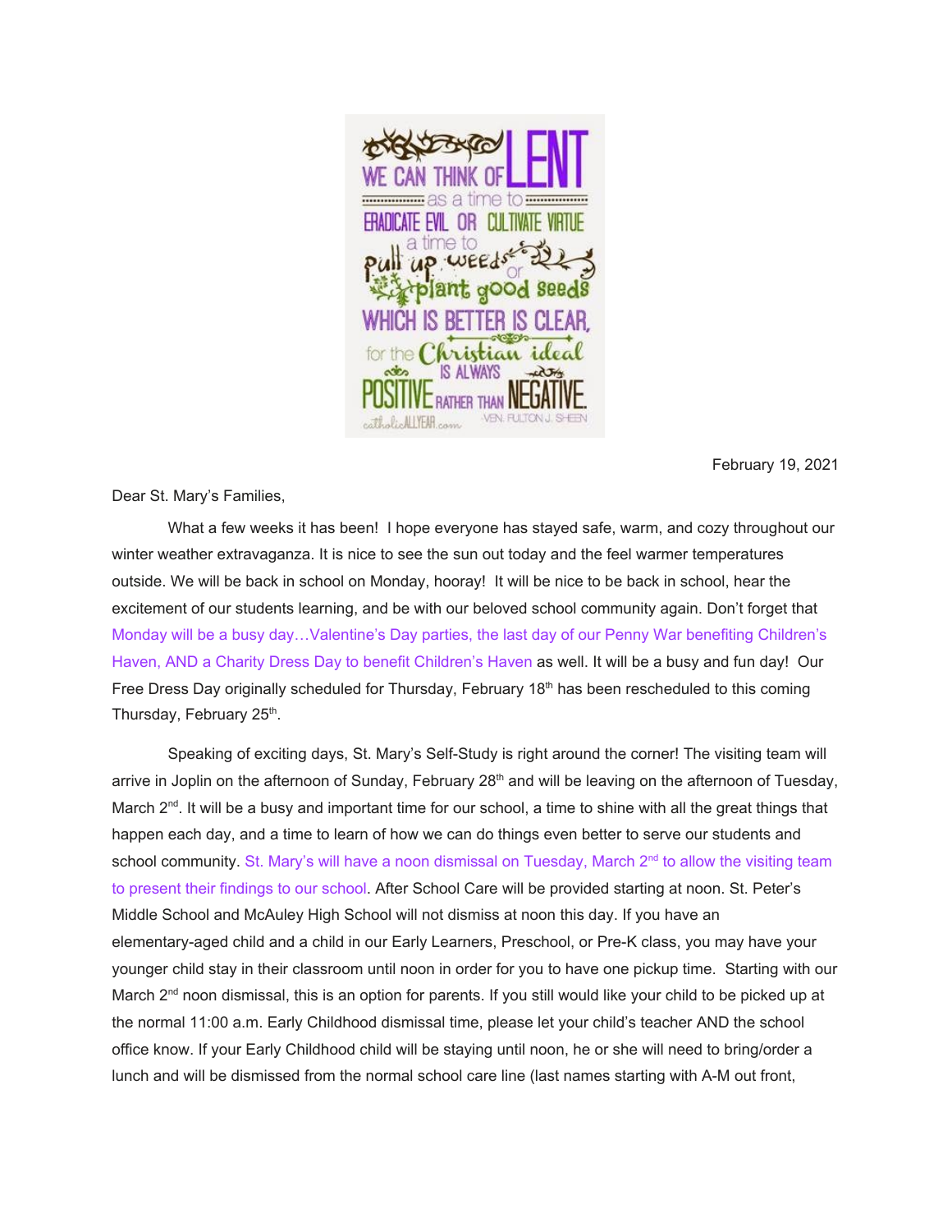> WE CAN THINK OF LENT as a time to ERADICATE EVIL OR CULTIVATE VIRTUE a time to pull up weeds or plant good seeds WHICH IS BETTER IS CLEAR, for the Christian ideal IS ALWAYS POSITIVE RATHER THAN NEGATIVE
>
> VEN. FULTON J. SHEEN
>
> catholicALLYEAR.com

February 19, 2021

Dear St. Mary's Families,

What a few weeks it has been! I hope everyone has stayed safe, warm, and cozy throughout our winter weather extravaganza. It is nice to see the sun out today and the feel warmer temperatures outside. We will be back in school on Monday, hooray! It will be nice to be back in school, hear the excitement of our students learning, and be with our beloved school community again. Don't forget that Monday will be a busy day…Valentine's Day parties, the last day of our Penny War benefiting Children's Haven, AND a Charity Dress Day to benefit Children's Haven as well. It will be a busy and fun day! Our Free Dress Day originally scheduled for Thursday, February 18th has been rescheduled to this coming Thursday, February 25th.

Speaking of exciting days, St. Mary's Self-Study is right around the corner! The visiting team will arrive in Joplin on the afternoon of Sunday, February 28th and will be leaving on the afternoon of Tuesday, March 2nd. It will be a busy and important time for our school, a time to shine with all the great things that happen each day, and a time to learn of how we can do things even better to serve our students and school community. St. Mary's will have a noon dismissal on Tuesday, March 2nd to allow the visiting team to present their findings to our school. After School Care will be provided starting at noon. St. Peter's Middle School and McAuley High School will not dismiss at noon this day. If you have an elementary-aged child and a child in our Early Learners, Preschool, or Pre-K class, you may have your younger child stay in their classroom until noon in order for you to have one pickup time. Starting with our March 2nd noon dismissal, this is an option for parents. If you still would like your child to be picked up at the normal 11:00 a.m. Early Childhood dismissal time, please let your child's teacher AND the school office know. If your Early Childhood child will be staying until noon, he or she will need to bring/order a lunch and will be dismissed from the normal school care line (last names starting with A-M out front,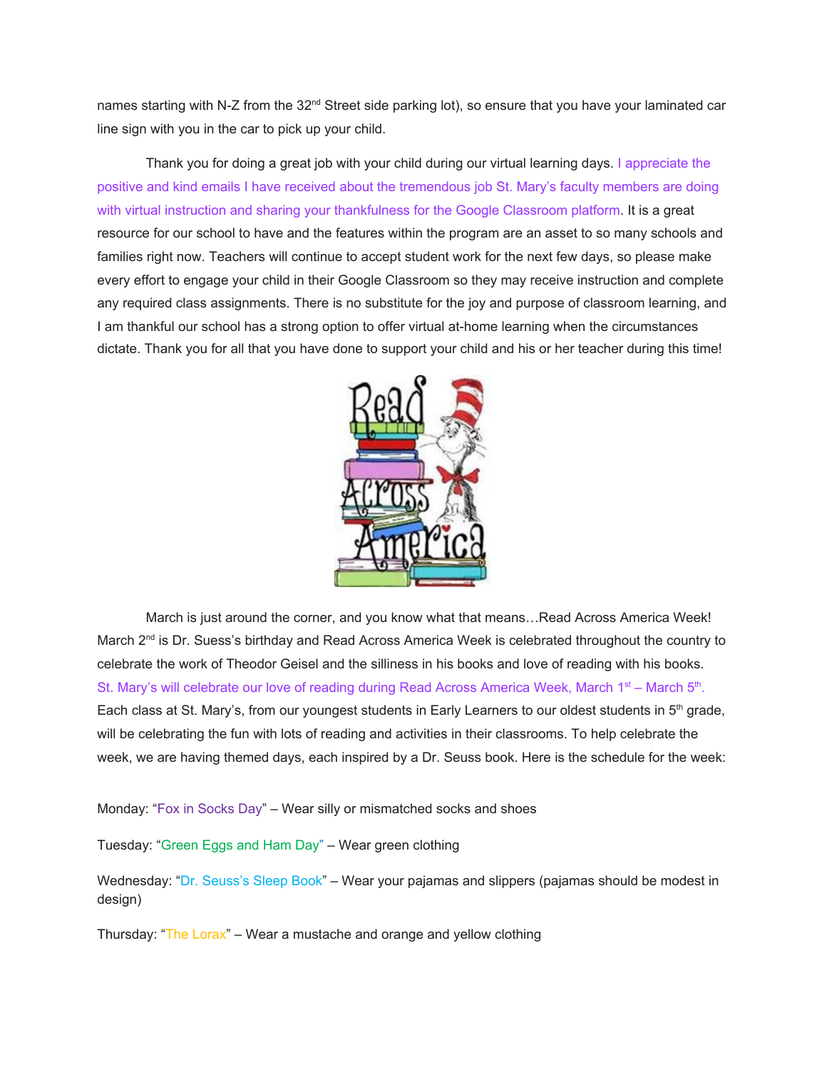names starting with N-Z from the 32nd Street side parking lot), so ensure that you have your laminated car line sign with you in the car to pick up your child.

Thank you for doing a great job with your child during our virtual learning days. I appreciate the positive and kind emails I have received about the tremendous job St. Mary's faculty members are doing with virtual instruction and sharing your thankfulness for the Google Classroom platform. It is a great resource for our school to have and the features within the program are an asset to so many schools and families right now. Teachers will continue to accept student work for the next few days, so please make every effort to engage your child in their Google Classroom so they may receive instruction and complete any required class assignments. There is no substitute for the joy and purpose of classroom learning, and I am thankful our school has a strong option to offer virtual at-home learning when the circumstances dictate. Thank you for all that you have done to support your child and his or her teacher during this time!

March is just around the corner, and you know what that means…Read Across America Week! March 2nd is Dr. Suess's birthday and Read Across America Week is celebrated throughout the country to celebrate the work of Theodor Geisel and the silliness in his books and love of reading with his books. St. Mary's will celebrate our love of reading during Read Across America Week, March 1st – March 5th. Each class at St. Mary's, from our youngest students in Early Learners to our oldest students in 5th grade, will be celebrating the fun with lots of reading and activities in their classrooms. To help celebrate the week, we are having themed days, each inspired by a Dr. Seuss book. Here is the schedule for the week:

Monday: "Fox in Socks Day" – Wear silly or mismatched socks and shoes

Tuesday: "Green Eggs and Ham Day" – Wear green clothing

Wednesday: "Dr. Seuss's Sleep Book" – Wear your pajamas and slippers (pajamas should be modest in design)

Thursday: "The Lorax" – Wear a mustache and orange and yellow clothing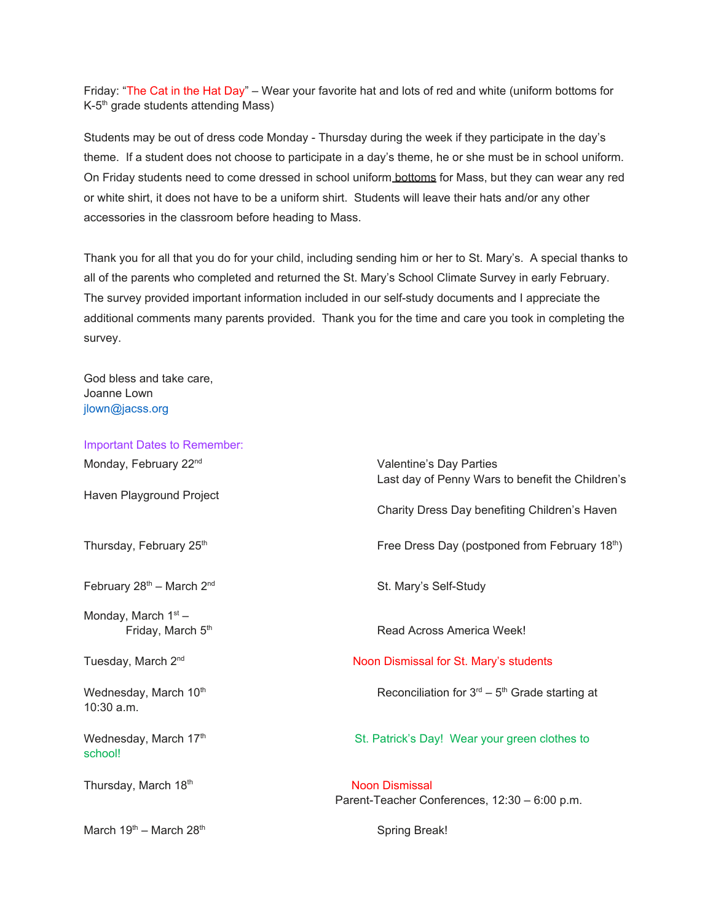Friday: "The Cat in the Hat Day" – Wear your favorite hat and lots of red and white (uniform bottoms for K-5th grade students attending Mass)

Students may be out of dress code Monday - Thursday during the week if they participate in the day's theme. If a student does not choose to participate in a day's theme, he or she must be in school uniform. On Friday students need to come dressed in school uniform bottoms for Mass, but they can wear any red or white shirt, it does not have to be a uniform shirt. Students will leave their hats and/or any other accessories in the classroom before heading to Mass.

Thank you for all that you do for your child, including sending him or her to St. Mary's. A special thanks to all of the parents who completed and returned the St. Mary's School Climate Survey in early February. The survey provided important information included in our self-study documents and I appreciate the additional comments many parents provided. Thank you for the time and care you took in completing the survey.

God bless and take care,
Joanne Lown
jlown@jacss.org

Important Dates to Remember:

| | |
|---|---|
| Monday, February 22nd | Valentine's Day Parties<br>Last day of Penny Wars to benefit the Children's Haven Playground Project<br>Charity Dress Day benefiting Children's Haven |
| Thursday, February 25th | Free Dress Day (postponed from February 18th) |
| February 28th – March 2nd | St. Mary's Self-Study |
| Monday, March 1st – Friday, March 5th | Read Across America Week! |
| Tuesday, March 2nd | Noon Dismissal for St. Mary's students |
| Wednesday, March 10th | Reconciliation for 3rd – 5th Grade starting at 10:30 a.m. |
| Wednesday, March 17th | St. Patrick's Day! Wear your green clothes to school! |
| Thursday, March 18th | Noon Dismissal<br>Parent-Teacher Conferences, 12:30 – 6:00 p.m. |
| March 19th – March 28th | Spring Break! |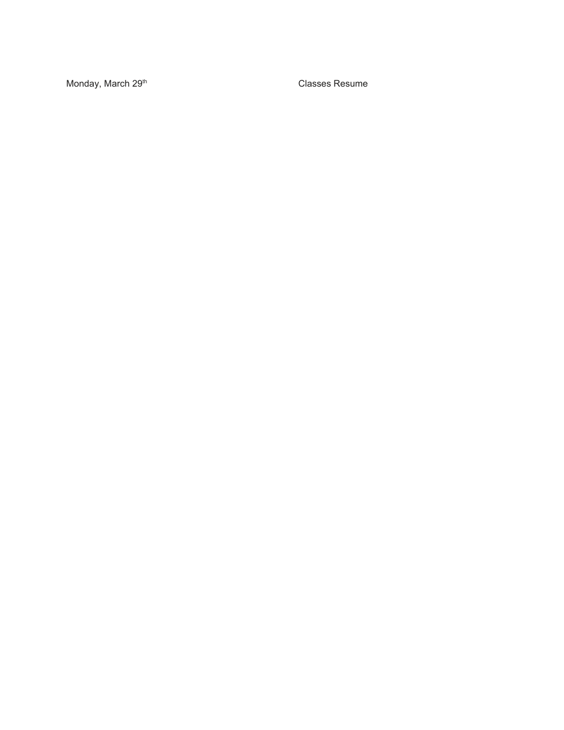| | |
| --- | --- |
| Monday, March 29th | Classes Resume |